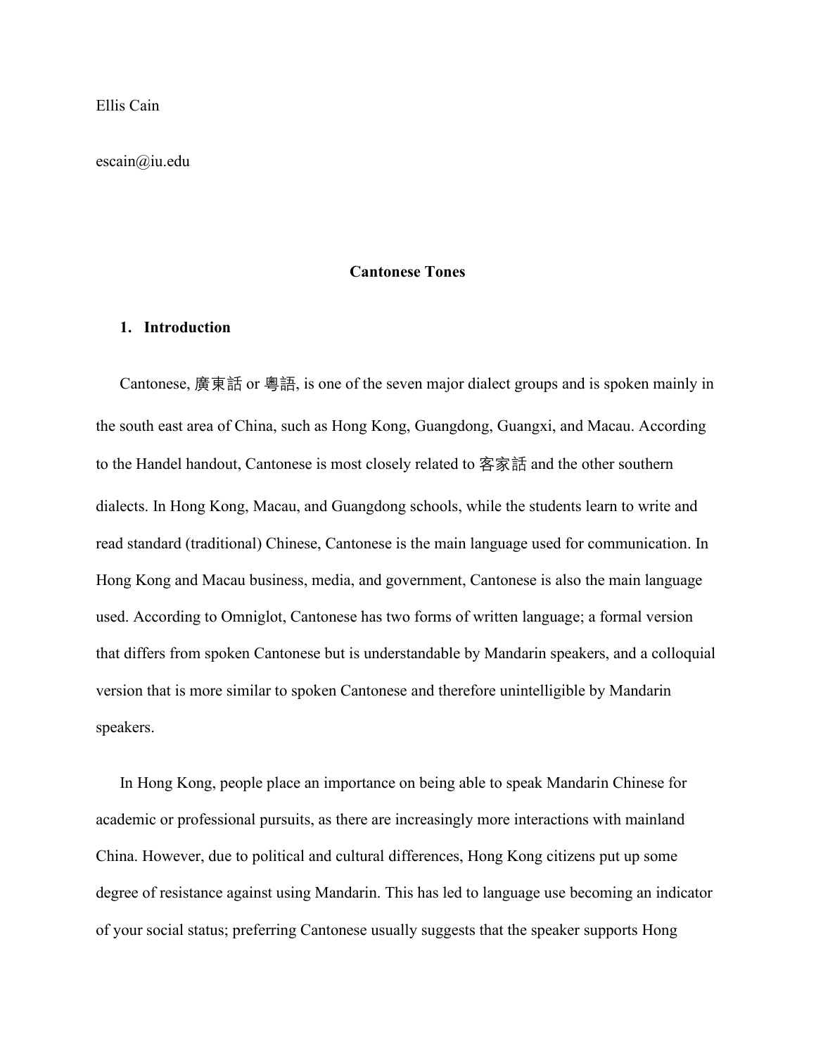Ellis Cain

escain@iu.edu

# Cantonese Tones

## 1. Introduction

Cantonese, 廣東話 or 粵語, is one of the seven major dialect groups and is spoken mainly in the south east area of China, such as Hong Kong, Guangdong, Guangxi, and Macau. According to the Handel handout, Cantonese is most closely related to 客家話 and the other southern dialects. In Hong Kong, Macau, and Guangdong schools, while the students learn to write and read standard (traditional) Chinese, Cantonese is the main language used for communication. In Hong Kong and Macau business, media, and government, Cantonese is also the main language used. According to Omniglot, Cantonese has two forms of written language; a formal version that differs from spoken Cantonese but is understandable by Mandarin speakers, and a colloquial version that is more similar to spoken Cantonese and therefore unintelligible by Mandarin speakers.

In Hong Kong, people place an importance on being able to speak Mandarin Chinese for academic or professional pursuits, as there are increasingly more interactions with mainland China. However, due to political and cultural differences, Hong Kong citizens put up some degree of resistance against using Mandarin. This has led to language use becoming an indicator of your social status; preferring Cantonese usually suggests that the speaker supports Hong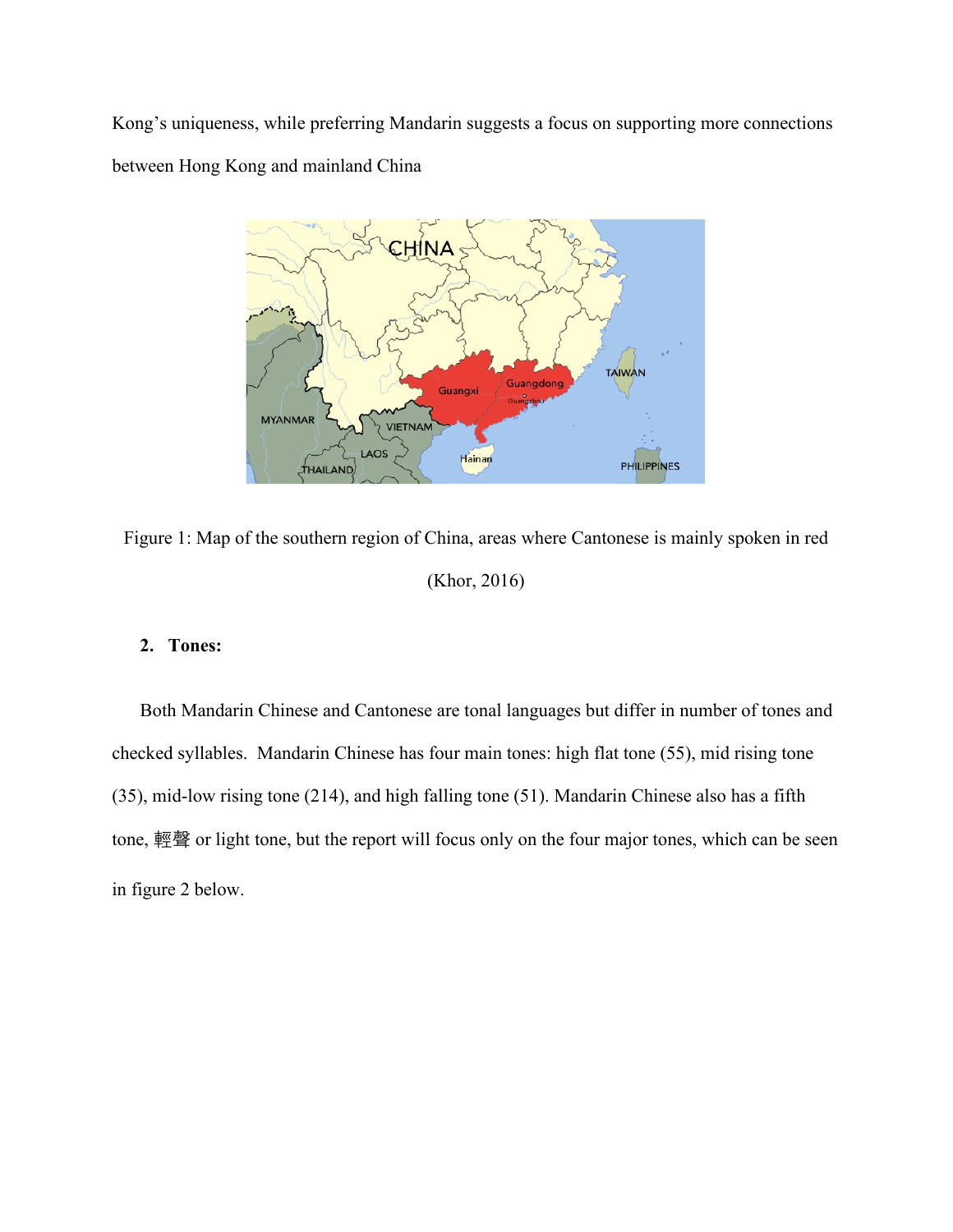Kong's uniqueness, while preferring Mandarin suggests a focus on supporting more connections between Hong Kong and mainland China

CHINA
TAIWAN
Guangxi
Guangdong
Guangzhou
MYANMAR
VIETNAM
LAOS
Hainan
THAILAND
PHILIPPINES

Figure 1: Map of the southern region of China, areas where Cantonese is mainly spoken in red (Khor, 2016)

## 2. Tones:

Both Mandarin Chinese and Cantonese are tonal languages but differ in number of tones and checked syllables. Mandarin Chinese has four main tones: high flat tone (55), mid rising tone (35), mid-low rising tone (214), and high falling tone (51). Mandarin Chinese also has a fifth tone, 輕聲 or light tone, but the report will focus only on the four major tones, which can be seen in figure 2 below.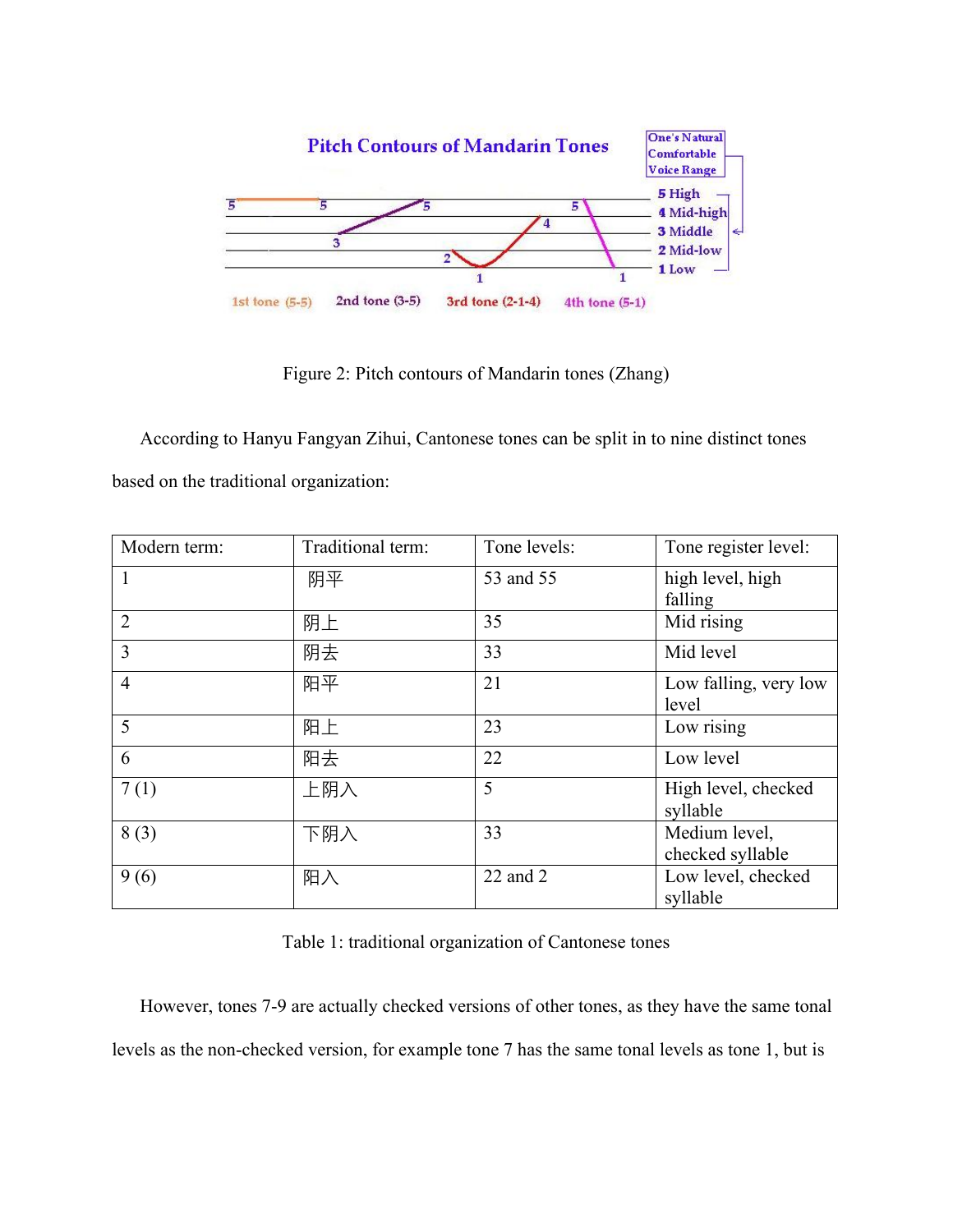Pitch Contours of Mandarin Tones

One's Natural Comfortable Voice Range

5 High
4 Mid-high
3 Middle
2 Mid-low
1 Low

5 5 5 3 2 1 4 5 1

1st tone (5-5) 2nd tone (3-5) 3rd tone (2-1-4) 4th tone (5-1)

Figure 2: Pitch contours of Mandarin tones (Zhang)

According to Hanyu Fangyan Zihui, Cantonese tones can be split in to nine distinct tones based on the traditional organization:

| Modern term: | Traditional term: | Tone levels: | Tone register level: |
|---|---|---|---|
| 1 | 阴平 | 53 and 55 | high level, high falling |
| 2 | 阴上 | 35 | Mid rising |
| 3 | 阴去 | 33 | Mid level |
| 4 | 阳平 | 21 | Low falling, very low level |
| 5 | 阳上 | 23 | Low rising |
| 6 | 阳去 | 22 | Low level |
| 7 (1) | 上阴入 | 5 | High level, checked syllable |
| 8 (3) | 下阴入 | 33 | Medium level, checked syllable |
| 9 (6) | 阳入 | 22 and 2 | Low level, checked syllable |

Table 1: traditional organization of Cantonese tones

However, tones 7-9 are actually checked versions of other tones, as they have the same tonal levels as the non-checked version, for example tone 7 has the same tonal levels as tone 1, but is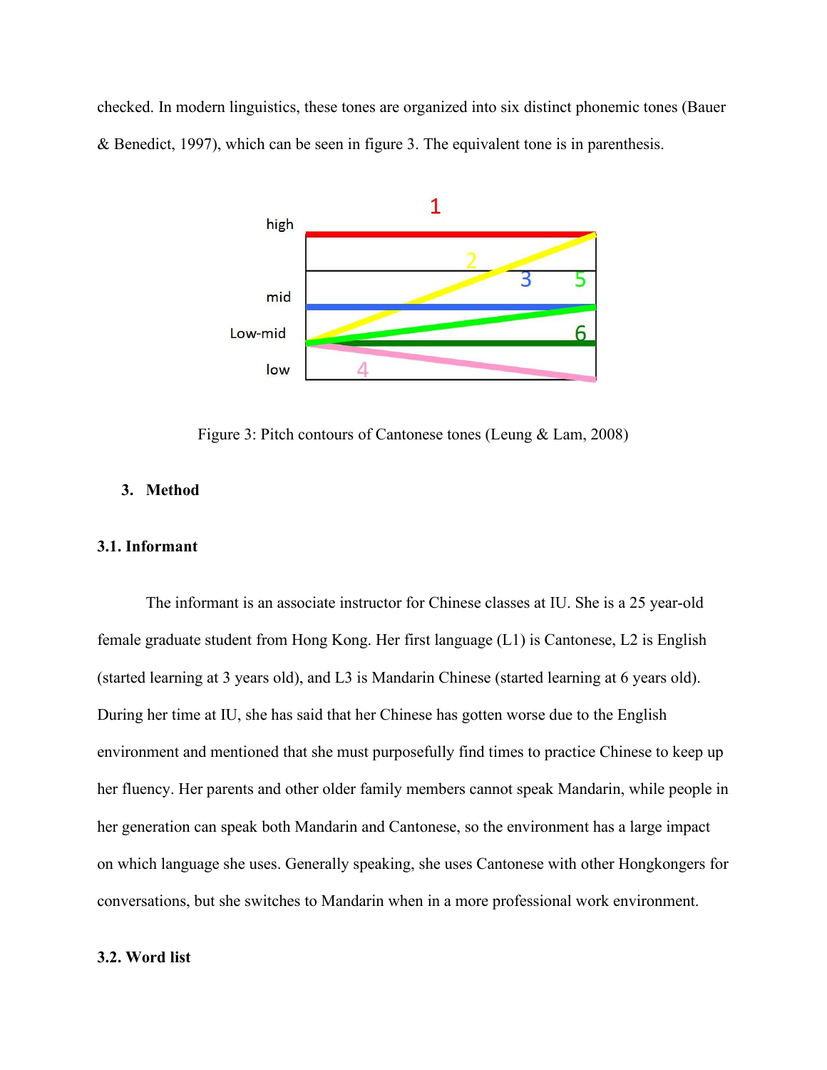checked. In modern linguistics, these tones are organized into six distinct phonemic tones (Bauer & Benedict, 1997), which can be seen in figure 3. The equivalent tone is in parenthesis.

1

high

2

3

5

mid

Low-mid

6

low

4

Figure 3: Pitch contours of Cantonese tones (Leung & Lam, 2008)

## 3. Method

### 3.1. Informant

The informant is an associate instructor for Chinese classes at IU. She is a 25 year-old female graduate student from Hong Kong. Her first language (L1) is Cantonese, L2 is English (started learning at 3 years old), and L3 is Mandarin Chinese (started learning at 6 years old). During her time at IU, she has said that her Chinese has gotten worse due to the English environment and mentioned that she must purposefully find times to practice Chinese to keep up her fluency. Her parents and other older family members cannot speak Mandarin, while people in her generation can speak both Mandarin and Cantonese, so the environment has a large impact on which language she uses. Generally speaking, she uses Cantonese with other Hongkongers for conversations, but she switches to Mandarin when in a more professional work environment.

### 3.2. Word list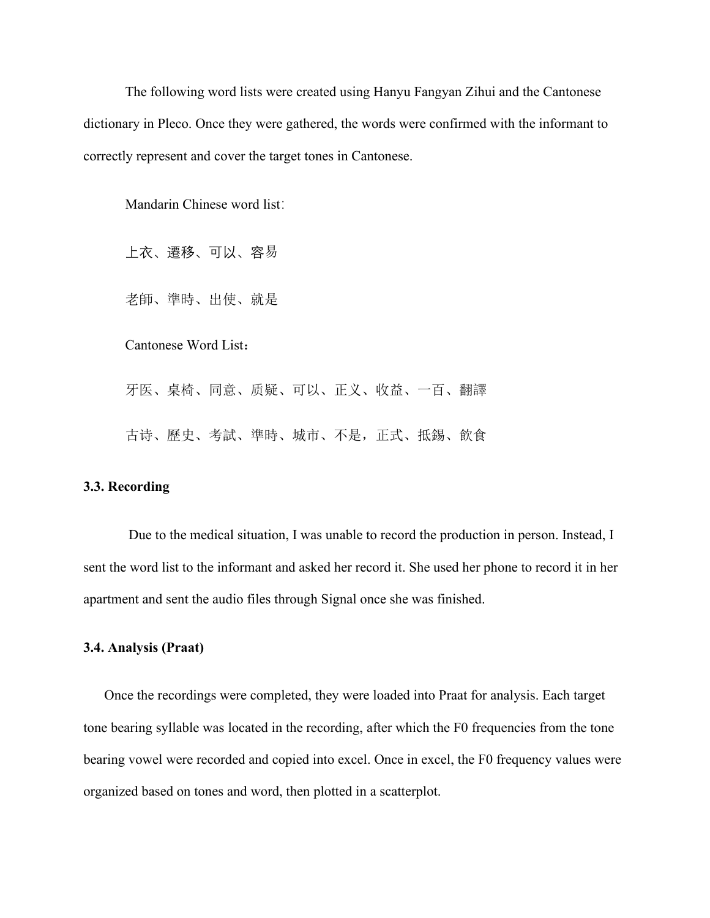The following word lists were created using Hanyu Fangyan Zihui and the Cantonese dictionary in Pleco. Once they were gathered, the words were confirmed with the informant to correctly represent and cover the target tones in Cantonese.

Mandarin Chinese word list:

上衣、遷移、可以、容易

老師、準時、出使、就是

Cantonese Word List：

牙医、桌椅、同意、质疑、可以、正义、收益、一百、翻譯

古诗、歷史、考試、準時、城市、不是，正式、抵錫、飲食

### 3.3. Recording

Due to the medical situation, I was unable to record the production in person. Instead, I sent the word list to the informant and asked her record it. She used her phone to record it in her apartment and sent the audio files through Signal once she was finished.

### 3.4. Analysis (Praat)

Once the recordings were completed, they were loaded into Praat for analysis. Each target tone bearing syllable was located in the recording, after which the F0 frequencies from the tone bearing vowel were recorded and copied into excel. Once in excel, the F0 frequency values were organized based on tones and word, then plotted in a scatterplot.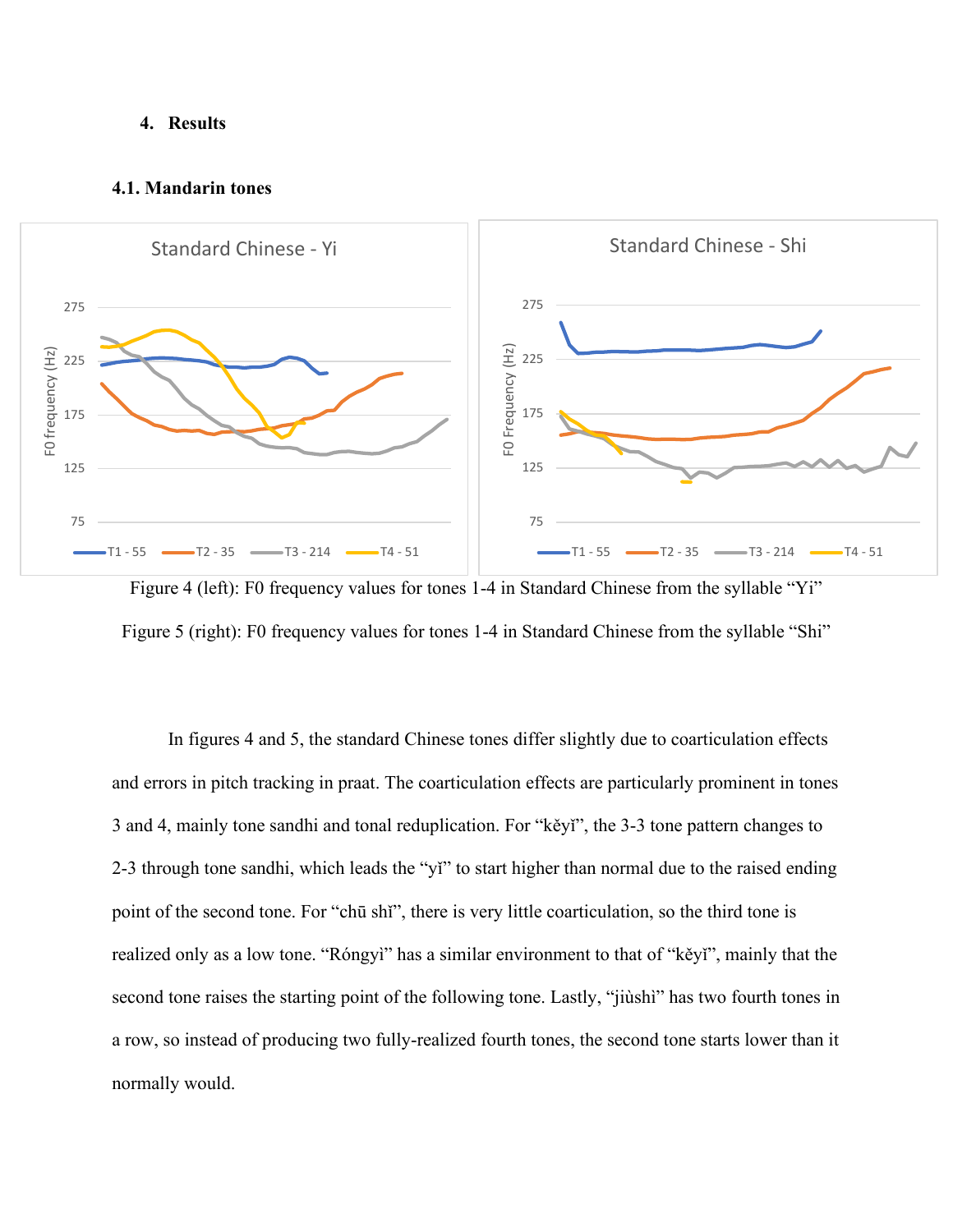## 4. Results

### 4.1. Mandarin tones

Standard Chinese - Yi

F0 frequency (Hz)

275
225
175
125
75

T1 - 55
T2 - 35
T3 - 214
T4 - 51

Standard Chinese - Shi

F0 Frequency (Hz)

275
225
175
125
75

T1 - 55
T2 - 35
T3 - 214
T4 - 51

Figure 4 (left): F0 frequency values for tones 1-4 in Standard Chinese from the syllable "Yi"

Figure 5 (right): F0 frequency values for tones 1-4 in Standard Chinese from the syllable "Shi"

In figures 4 and 5, the standard Chinese tones differ slightly due to coarticulation effects and errors in pitch tracking in praat. The coarticulation effects are particularly prominent in tones 3 and 4, mainly tone sandhi and tonal reduplication. For "kěyǐ", the 3-3 tone pattern changes to 2-3 through tone sandhi, which leads the "yǐ" to start higher than normal due to the raised ending point of the second tone. For "chū shǐ", there is very little coarticulation, so the third tone is realized only as a low tone. "Róngyì" has a similar environment to that of "kěyǐ", mainly that the second tone raises the starting point of the following tone. Lastly, "jiùshì" has two fourth tones in a row, so instead of producing two fully-realized fourth tones, the second tone starts lower than it normally would.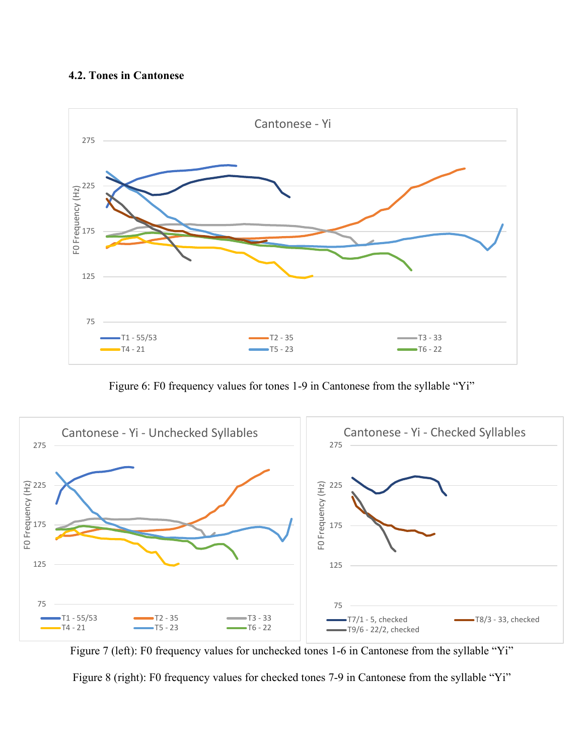### 4.2. Tones in Cantonese

Cantonese - Yi

275
225
175
125
75

F0 Frequency (Hz)

T1 - 55/53
T2 - 35
T3 - 33
T4 - 21
T5 - 23
T6 - 22

Figure 6: F0 frequency values for tones 1-9 in Cantonese from the syllable "Yi"

Cantonese - Yi - Unchecked Syllables

275
225
175
125
75

F0 Frequency (Hz)

T1 - 55/53
T2 - 35
T3 - 33
T4 - 21
T5 - 23
T6 - 22

Cantonese - Yi - Checked Syllables

275
225
175
125
75

F0 Frequency (Hz)

T7/1 - 5, checked
T8/3 - 33, checked
T9/6 - 22/2, checked

Figure 7 (left): F0 frequency values for unchecked tones 1-6 in Cantonese from the syllable "Yi"

Figure 8 (right): F0 frequency values for checked tones 7-9 in Cantonese from the syllable "Yi"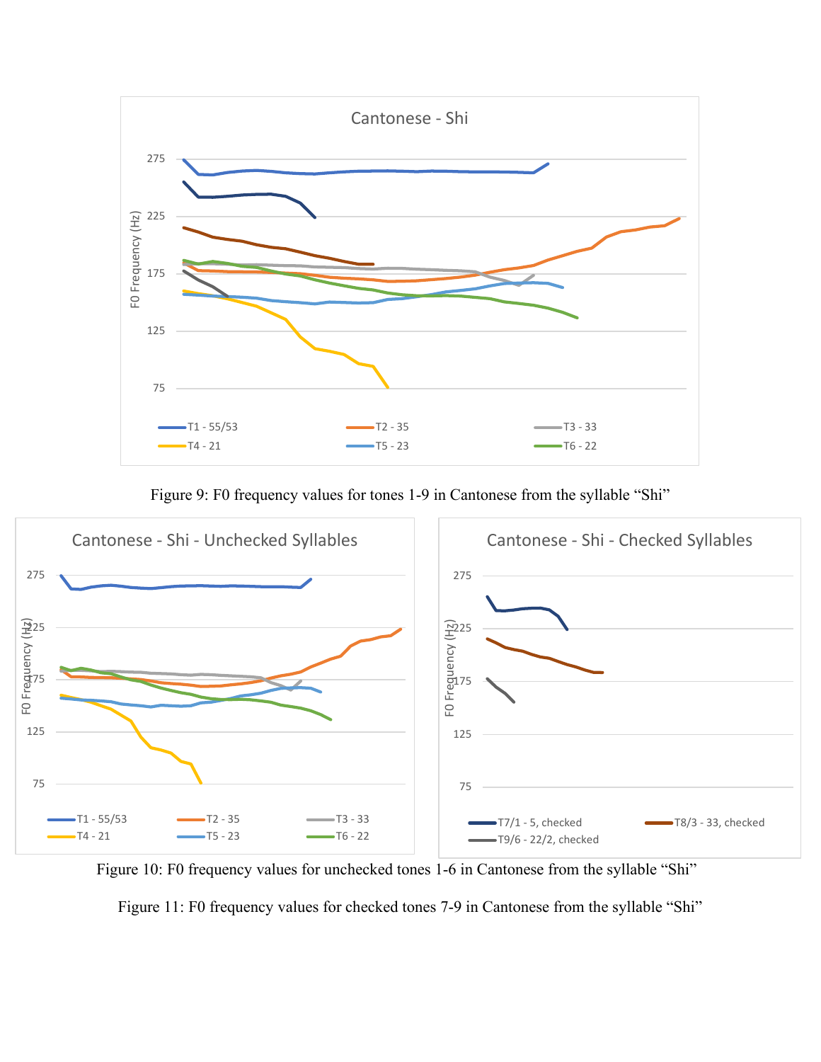Cantonese - Shi

275

225

175

125

75

F0 Frequency (Hz)

T1 - 55/53
T2 - 35
T3 - 33
T4 - 21
T5 - 23
T6 - 22

Figure 9: F0 frequency values for tones 1-9 in Cantonese from the syllable "Shi"

Cantonese - Shi - Unchecked Syllables

275

225

175

125

75

F0 Frequency (Hz)

T1 - 55/53
T2 - 35
T3 - 33
T4 - 21
T5 - 23
T6 - 22

Cantonese - Shi - Checked Syllables

275

225

175

125

75

F0 Frequency (Hz)

T7/1 - 5, checked
T8/3 - 33, checked
T9/6 - 22/2, checked

Figure 10: F0 frequency values for unchecked tones 1-6 in Cantonese from the syllable "Shi"

Figure 11: F0 frequency values for checked tones 7-9 in Cantonese from the syllable "Shi"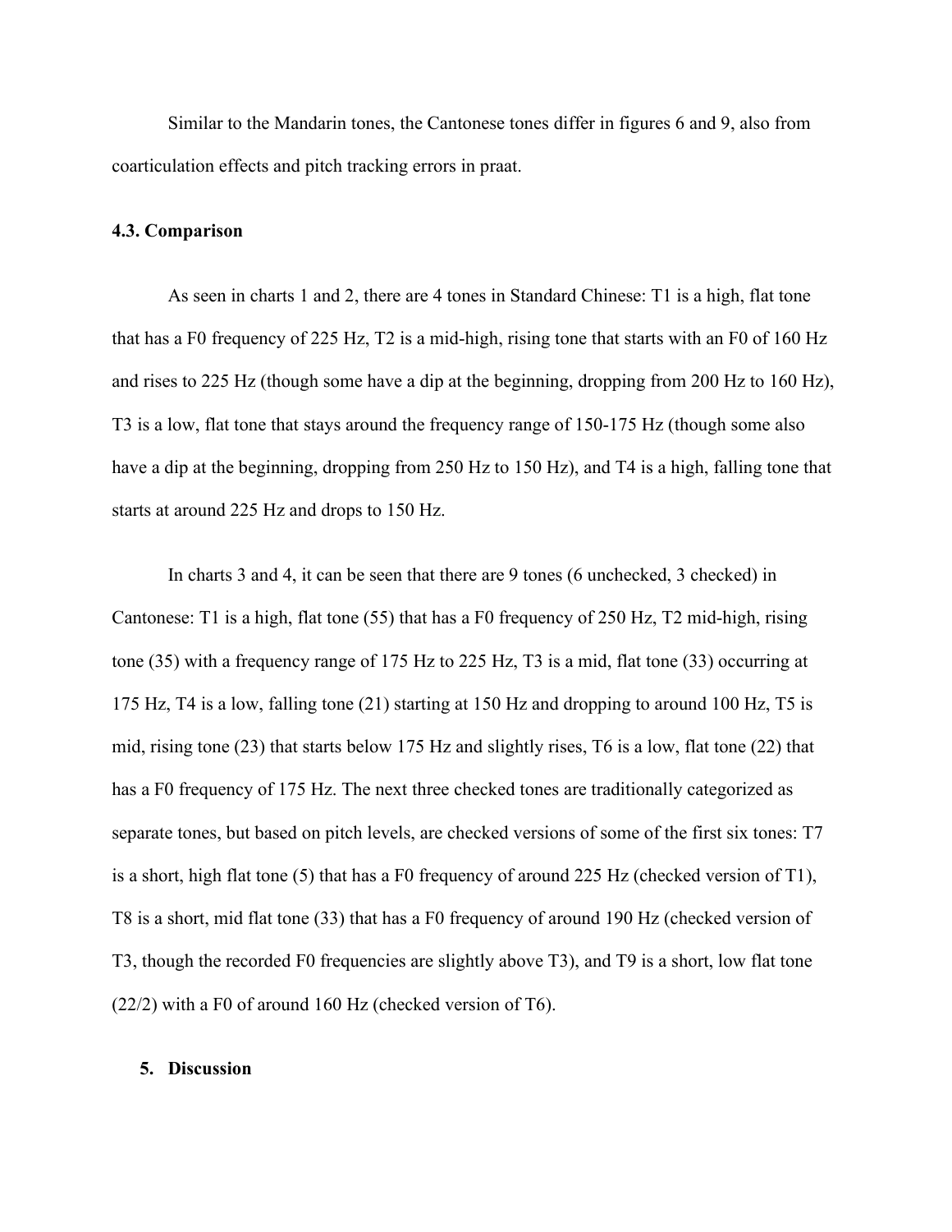Similar to the Mandarin tones, the Cantonese tones differ in figures 6 and 9, also from coarticulation effects and pitch tracking errors in praat.

### 4.3. Comparison

As seen in charts 1 and 2, there are 4 tones in Standard Chinese: T1 is a high, flat tone that has a F0 frequency of 225 Hz, T2 is a mid-high, rising tone that starts with an F0 of 160 Hz and rises to 225 Hz (though some have a dip at the beginning, dropping from 200 Hz to 160 Hz), T3 is a low, flat tone that stays around the frequency range of 150-175 Hz (though some also have a dip at the beginning, dropping from 250 Hz to 150 Hz), and T4 is a high, falling tone that starts at around 225 Hz and drops to 150 Hz.

In charts 3 and 4, it can be seen that there are 9 tones (6 unchecked, 3 checked) in Cantonese: T1 is a high, flat tone (55) that has a F0 frequency of 250 Hz, T2 mid-high, rising tone (35) with a frequency range of 175 Hz to 225 Hz, T3 is a mid, flat tone (33) occurring at 175 Hz, T4 is a low, falling tone (21) starting at 150 Hz and dropping to around 100 Hz, T5 is mid, rising tone (23) that starts below 175 Hz and slightly rises, T6 is a low, flat tone (22) that has a F0 frequency of 175 Hz. The next three checked tones are traditionally categorized as separate tones, but based on pitch levels, are checked versions of some of the first six tones: T7 is a short, high flat tone (5) that has a F0 frequency of around 225 Hz (checked version of T1), T8 is a short, mid flat tone (33) that has a F0 frequency of around 190 Hz (checked version of T3, though the recorded F0 frequencies are slightly above T3), and T9 is a short, low flat tone (22/2) with a F0 of around 160 Hz (checked version of T6).

## 5. Discussion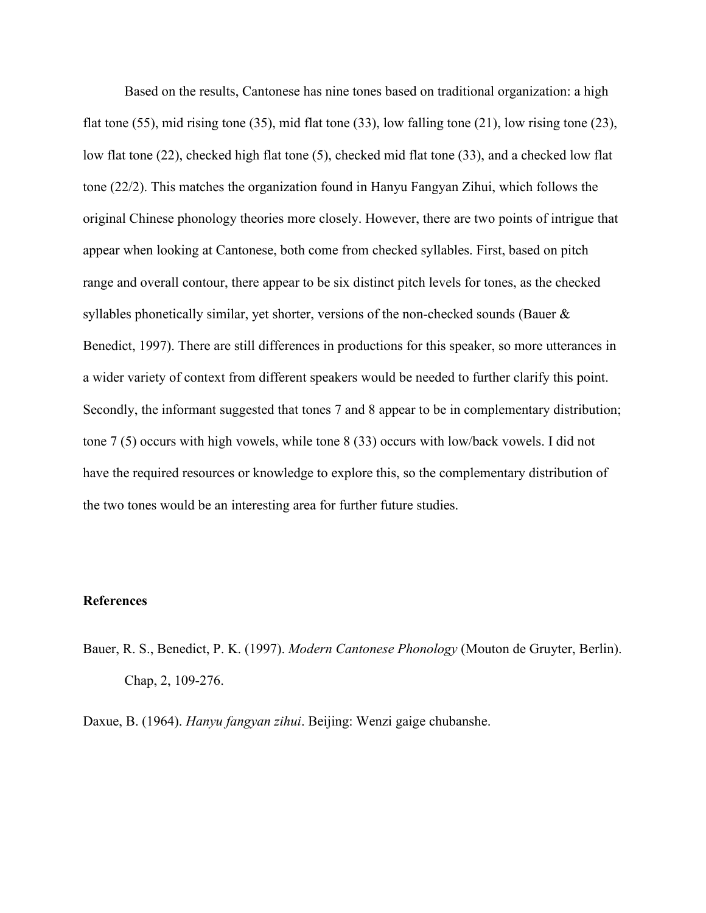Based on the results, Cantonese has nine tones based on traditional organization: a high flat tone (55), mid rising tone (35), mid flat tone (33), low falling tone (21), low rising tone (23), low flat tone (22), checked high flat tone (5), checked mid flat tone (33), and a checked low flat tone (22/2). This matches the organization found in Hanyu Fangyan Zihui, which follows the original Chinese phonology theories more closely. However, there are two points of intrigue that appear when looking at Cantonese, both come from checked syllables. First, based on pitch range and overall contour, there appear to be six distinct pitch levels for tones, as the checked syllables phonetically similar, yet shorter, versions of the non-checked sounds (Bauer & Benedict, 1997). There are still differences in productions for this speaker, so more utterances in a wider variety of context from different speakers would be needed to further clarify this point. Secondly, the informant suggested that tones 7 and 8 appear to be in complementary distribution; tone 7 (5) occurs with high vowels, while tone 8 (33) occurs with low/back vowels. I did not have the required resources or knowledge to explore this, so the complementary distribution of the two tones would be an interesting area for further future studies.

### References

Bauer, R. S., Benedict, P. K. (1997). *Modern Cantonese Phonology* (Mouton de Gruyter, Berlin). Chap, 2, 109-276.

Daxue, B. (1964). *Hanyu fangyan zihui*. Beijing: Wenzi gaige chubanshe.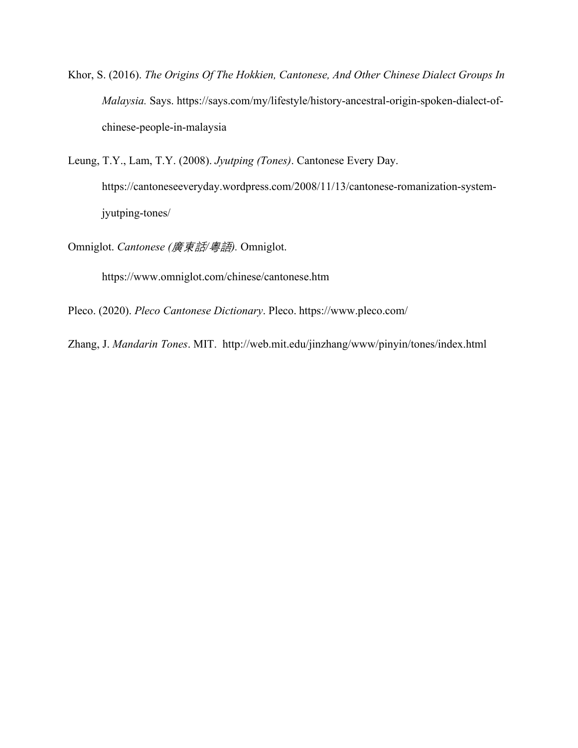Khor, S. (2016). *The Origins Of The Hokkien, Cantonese, And Other Chinese Dialect Groups In Malaysia.* Says. https://says.com/my/lifestyle/history-ancestral-origin-spoken-dialect-of-chinese-people-in-malaysia

Leung, T.Y., Lam, T.Y. (2008). *Jyutping (Tones)*. Cantonese Every Day. https://cantoneseeveryday.wordpress.com/2008/11/13/cantonese-romanization-system-jyutping-tones/

Omniglot. *Cantonese (廣東話/粵語).* Omniglot. https://www.omniglot.com/chinese/cantonese.htm

Pleco. (2020). *Pleco Cantonese Dictionary*. Pleco. https://www.pleco.com/

Zhang, J. *Mandarin Tones*. MIT. http://web.mit.edu/jinzhang/www/pinyin/tones/index.html